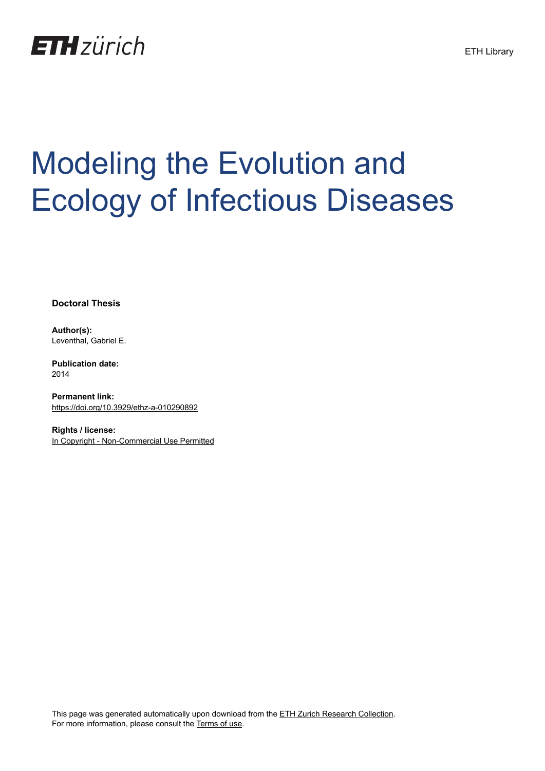ETH zürich

ETH Library

# Modeling the Evolution and Ecology of Infectious Diseases

**Doctoral Thesis**

**Author(s):**
Leventhal, Gabriel E.

**Publication date:**
2014

**Permanent link:**
https://doi.org/10.3929/ethz-a-010290892

**Rights / license:**
In Copyright - Non-Commercial Use Permitted

This page was generated automatically upon download from the ETH Zurich Research Collection.
For more information, please consult the Terms of use.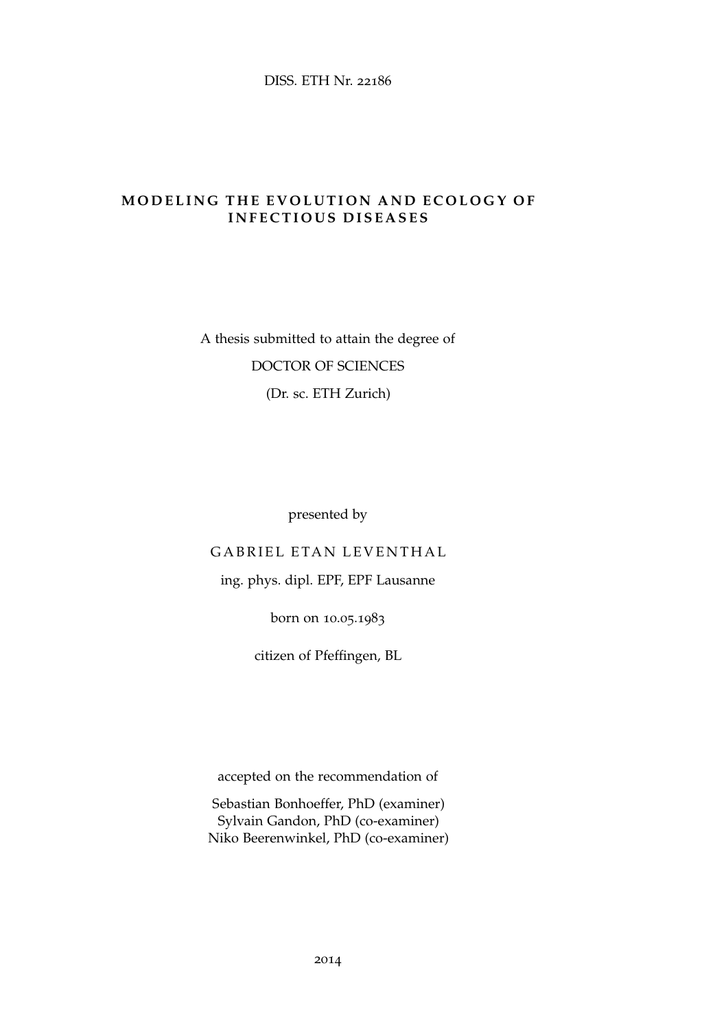DISS. ETH Nr. 22186

# MODELING THE EVOLUTION AND ECOLOGY OF INFECTIOUS DISEASES

A thesis submitted to attain the degree of

DOCTOR OF SCIENCES

(Dr. sc. ETH Zurich)

presented by

GABRIEL ETAN LEVENTHAL

ing. phys. dipl. EPF, EPF Lausanne

born on 10.05.1983

citizen of Pfeffingen, BL

accepted on the recommendation of

Sebastian Bonhoeffer, PhD (examiner)
Sylvain Gandon, PhD (co-examiner)
Niko Beerenwinkel, PhD (co-examiner)

2014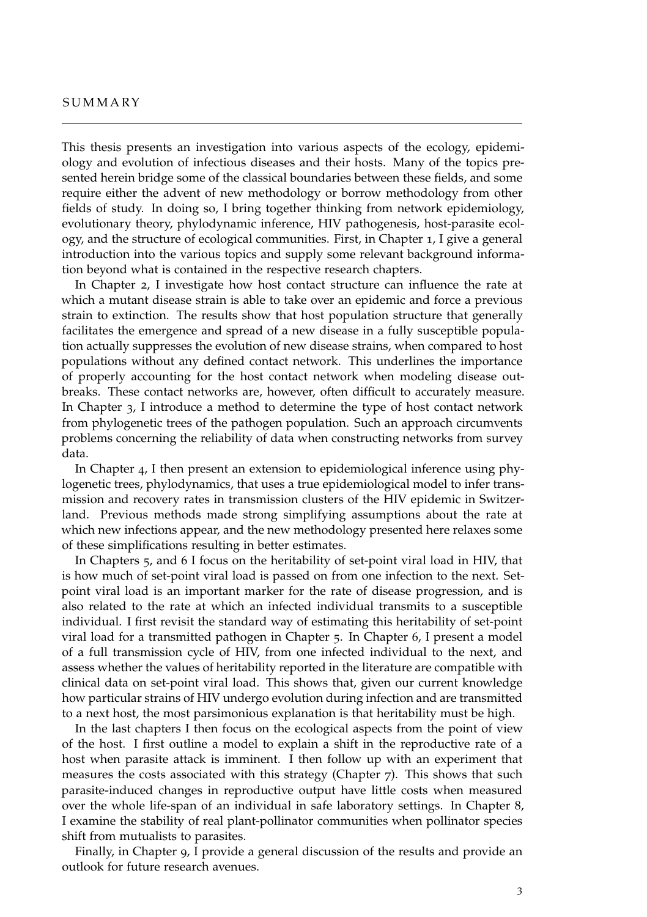# SUMMARY

This thesis presents an investigation into various aspects of the ecology, epidemiology and evolution of infectious diseases and their hosts. Many of the topics presented herein bridge some of the classical boundaries between these fields, and some require either the advent of new methodology or borrow methodology from other fields of study. In doing so, I bring together thinking from network epidemiology, evolutionary theory, phylodynamic inference, HIV pathogenesis, host-parasite ecology, and the structure of ecological communities. First, in Chapter 1, I give a general introduction into the various topics and supply some relevant background information beyond what is contained in the respective research chapters.

In Chapter 2, I investigate how host contact structure can influence the rate at which a mutant disease strain is able to take over an epidemic and force a previous strain to extinction. The results show that host population structure that generally facilitates the emergence and spread of a new disease in a fully susceptible population actually suppresses the evolution of new disease strains, when compared to host populations without any defined contact network. This underlines the importance of properly accounting for the host contact network when modeling disease outbreaks. These contact networks are, however, often difficult to accurately measure. In Chapter 3, I introduce a method to determine the type of host contact network from phylogenetic trees of the pathogen population. Such an approach circumvents problems concerning the reliability of data when constructing networks from survey data.

In Chapter 4, I then present an extension to epidemiological inference using phylogenetic trees, phylodynamics, that uses a true epidemiological model to infer transmission and recovery rates in transmission clusters of the HIV epidemic in Switzerland. Previous methods made strong simplifying assumptions about the rate at which new infections appear, and the new methodology presented here relaxes some of these simplifications resulting in better estimates.

In Chapters 5, and 6 I focus on the heritability of set-point viral load in HIV, that is how much of set-point viral load is passed on from one infection to the next. Set-point viral load is an important marker for the rate of disease progression, and is also related to the rate at which an infected individual transmits to a susceptible individual. I first revisit the standard way of estimating this heritability of set-point viral load for a transmitted pathogen in Chapter 5. In Chapter 6, I present a model of a full transmission cycle of HIV, from one infected individual to the next, and assess whether the values of heritability reported in the literature are compatible with clinical data on set-point viral load. This shows that, given our current knowledge how particular strains of HIV undergo evolution during infection and are transmitted to a next host, the most parsimonious explanation is that heritability must be high.

In the last chapters I then focus on the ecological aspects from the point of view of the host. I first outline a model to explain a shift in the reproductive rate of a host when parasite attack is imminent. I then follow up with an experiment that measures the costs associated with this strategy (Chapter 7). This shows that such parasite-induced changes in reproductive output have little costs when measured over the whole life-span of an individual in safe laboratory settings. In Chapter 8, I examine the stability of real plant-pollinator communities when pollinator species shift from mutualists to parasites.

Finally, in Chapter 9, I provide a general discussion of the results and provide an outlook for future research avenues.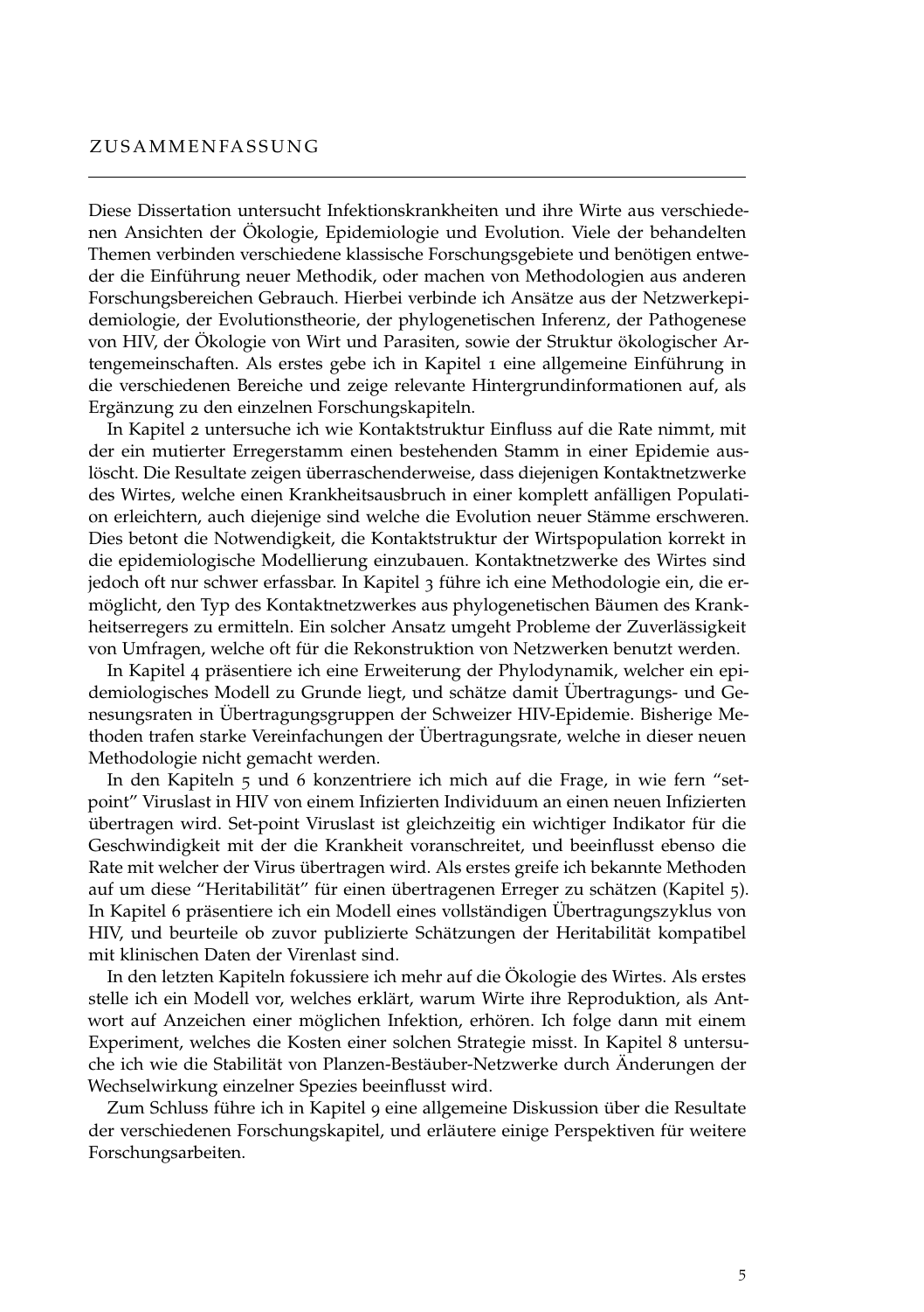# ZUSAMMENFASSUNG

Diese Dissertation untersucht Infektionskrankheiten und ihre Wirte aus verschiedenen Ansichten der Ökologie, Epidemiologie und Evolution. Viele der behandelten Themen verbinden verschiedene klassische Forschungsgebiete und benötigen entweder die Einführung neuer Methodik, oder machen von Methodologien aus anderen Forschungsbereichen Gebrauch. Hierbei verbinde ich Ansätze aus der Netzwerkepidemiologie, der Evolutionstheorie, der phylogenetischen Inferenz, der Pathogenese von HIV, der Ökologie von Wirt und Parasiten, sowie der Struktur ökologischer Artengemeinschaften. Als erstes gebe ich in Kapitel 1 eine allgemeine Einführung in die verschiedenen Bereiche und zeige relevante Hintergrundinformationen auf, als Ergänzung zu den einzelnen Forschungskapiteln.

In Kapitel 2 untersuche ich wie Kontaktstruktur Einfluss auf die Rate nimmt, mit der ein mutierter Erregerstamm einen bestehenden Stamm in einer Epidemie auslöscht. Die Resultate zeigen überraschenderweise, dass diejenigen Kontaktnetzwerke des Wirtes, welche einen Krankheitsausbruch in einer komplett anfälligen Population erleichtern, auch diejenige sind welche die Evolution neuer Stämme erschweren. Dies betont die Notwendigkeit, die Kontaktstruktur der Wirtspopulation korrekt in die epidemiologische Modellierung einzubauen. Kontaktnetzwerke des Wirtes sind jedoch oft nur schwer erfassbar. In Kapitel 3 führe ich eine Methodologie ein, die ermöglicht, den Typ des Kontaktnetzwerkes aus phylogenetischen Bäumen des Krankheitserregers zu ermitteln. Ein solcher Ansatz umgeht Probleme der Zuverlässigkeit von Umfragen, welche oft für die Rekonstruktion von Netzwerken benutzt werden.

In Kapitel 4 präsentiere ich eine Erweiterung der Phylodynamik, welcher ein epidemiologisches Modell zu Grunde liegt, und schätze damit Übertragungs- und Genesungsraten in Übertragungsgruppen der Schweizer HIV-Epidemie. Bisherige Methoden trafen starke Vereinfachungen der Übertragungsrate, welche in dieser neuen Methodologie nicht gemacht werden.

In den Kapiteln 5 und 6 konzentriere ich mich auf die Frage, in wie fern "set-point" Viruslast in HIV von einem Infizierten Individuum an einen neuen Infizierten übertragen wird. Set-point Viruslast ist gleichzeitig ein wichtiger Indikator für die Geschwindigkeit mit der die Krankheit voranschreitet, und beeinflusst ebenso die Rate mit welcher der Virus übertragen wird. Als erstes greife ich bekannte Methoden auf um diese "Heritabilität" für einen übertragenen Erreger zu schätzen (Kapitel 5). In Kapitel 6 präsentiere ich ein Modell eines vollständigen Übertragungszyklus von HIV, und beurteile ob zuvor publizierte Schätzungen der Heritabilität kompatibel mit klinischen Daten der Virenlast sind.

In den letzten Kapiteln fokussiere ich mehr auf die Ökologie des Wirtes. Als erstes stelle ich ein Modell vor, welches erklärt, warum Wirte ihre Reproduktion, als Antwort auf Anzeichen einer möglichen Infektion, erhören. Ich folge dann mit einem Experiment, welches die Kosten einer solchen Strategie misst. In Kapitel 8 untersuche ich wie die Stabilität von Planzen-Bestäuber-Netzwerke durch Änderungen der Wechselwirkung einzelner Spezies beeinflusst wird.

Zum Schluss führe ich in Kapitel 9 eine allgemeine Diskussion über die Resultate der verschiedenen Forschungskapitel, und erläutere einige Perspektiven für weitere Forschungsarbeiten.